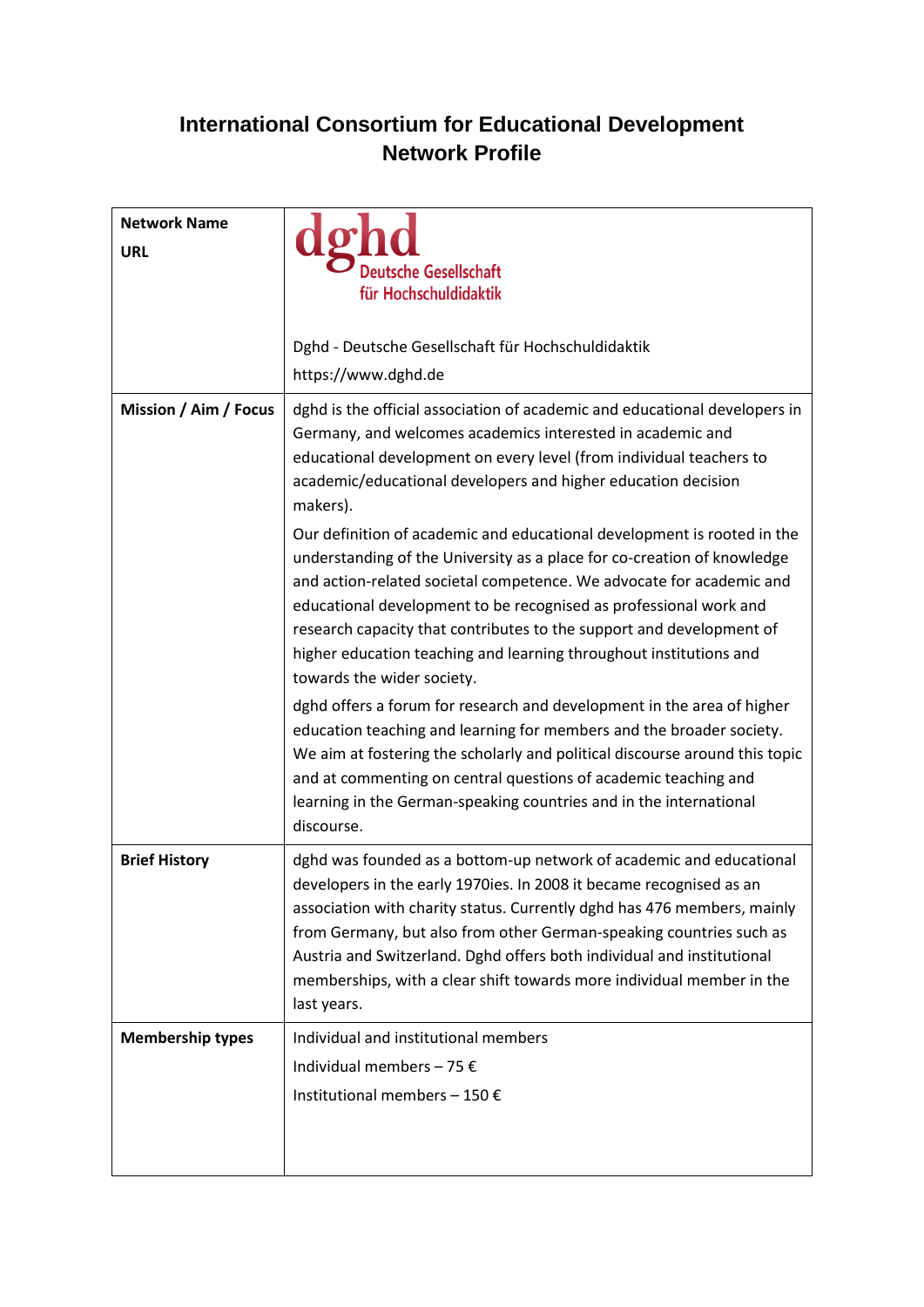# International Consortium for Educational Development Network Profile

| | |
|---|---|
| **Network Name**<br>**URL** | dghd Deutsche Gesellschaft für Hochschuldidaktik<br><br>Dghd - Deutsche Gesellschaft für Hochschuldidaktik<br>https://www.dghd.de |
| **Mission / Aim / Focus** | dghd is the official association of academic and educational developers in Germany, and welcomes academics interested in academic and educational development on every level (from individual teachers to academic/educational developers and higher education decision makers).<br><br>Our definition of academic and educational development is rooted in the understanding of the University as a place for co-creation of knowledge and action-related societal competence. We advocate for academic and educational development to be recognised as professional work and research capacity that contributes to the support and development of higher education teaching and learning throughout institutions and towards the wider society.<br><br>dghd offers a forum for research and development in the area of higher education teaching and learning for members and the broader society. We aim at fostering the scholarly and political discourse around this topic and at commenting on central questions of academic teaching and learning in the German-speaking countries and in the international discourse. |
| **Brief History** | dghd was founded as a bottom-up network of academic and educational developers in the early 1970ies. In 2008 it became recognised as an association with charity status. Currently dghd has 476 members, mainly from Germany, but also from other German-speaking countries such as Austria and Switzerland. Dghd offers both individual and institutional memberships, with a clear shift towards more individual member in the last years. |
| **Membership types** | Individual and institutional members<br><br>Individual members – 75 €<br><br>Institutional members – 150 € |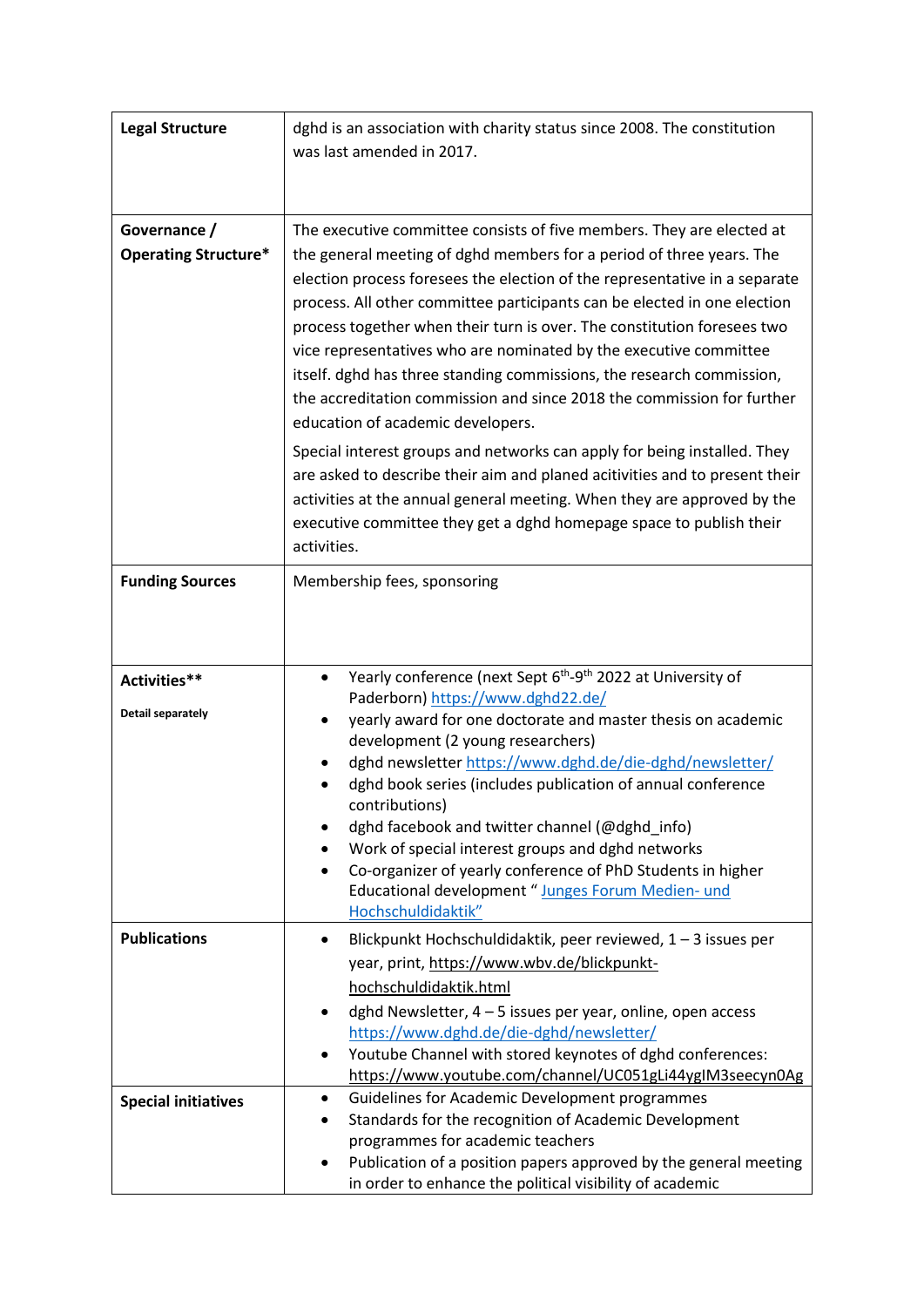| Legal Structure | dghd is an association with charity status since 2008. The constitution was last amended in 2017. |
|---|---|
| **Governance / Operating Structure*** | The executive committee consists of five members. They are elected at the general meeting of dghd members for a period of three years. The election process foresees the election of the representative in a separate process. All other committee participants can be elected in one election process together when their turn is over. The constitution foresees two vice representatives who are nominated by the executive committee itself. dghd has three standing commissions, the research commission, the accreditation commission and since 2018 the commission for further education of academic developers.<br><br>Special interest groups and networks can apply for being installed. They are asked to describe their aim and planed acitivities and to present their activities at the annual general meeting. When they are approved by the executive committee they get a dghd homepage space to publish their activities. |
| **Funding Sources** | Membership fees, sponsoring |
| **Activities****<br><br>Detail separately | • Yearly conference (next Sept 6th-9th 2022 at University of Paderborn) https://www.dghd22.de/<br>• yearly award for one doctorate and master thesis on academic development (2 young researchers)<br>• dghd newsletter https://www.dghd.de/die-dghd/newsletter/<br>• dghd book series (includes publication of annual conference contributions)<br>• dghd facebook and twitter channel (@dghd_info)<br>• Work of special interest groups and dghd networks<br>• Co-organizer of yearly conference of PhD Students in higher Educational development " Junges Forum Medien- und Hochschuldidaktik" |
| **Publications** | • Blickpunkt Hochschuldidaktik, peer reviewed, 1 – 3 issues per year, print, https://www.wbv.de/blickpunkt-hochschuldidaktik.html<br>• dghd Newsletter, 4 – 5 issues per year, online, open access https://www.dghd.de/die-dghd/newsletter/<br>• Youtube Channel with stored keynotes of dghd conferences: https://www.youtube.com/channel/UC051gLi44ygIM3seecyn0Ag |
| **Special initiatives** | • Guidelines for Academic Development programmes<br>• Standards for the recognition of Academic Development programmes for academic teachers<br>• Publication of a position papers approved by the general meeting in order to enhance the political visibility of academic |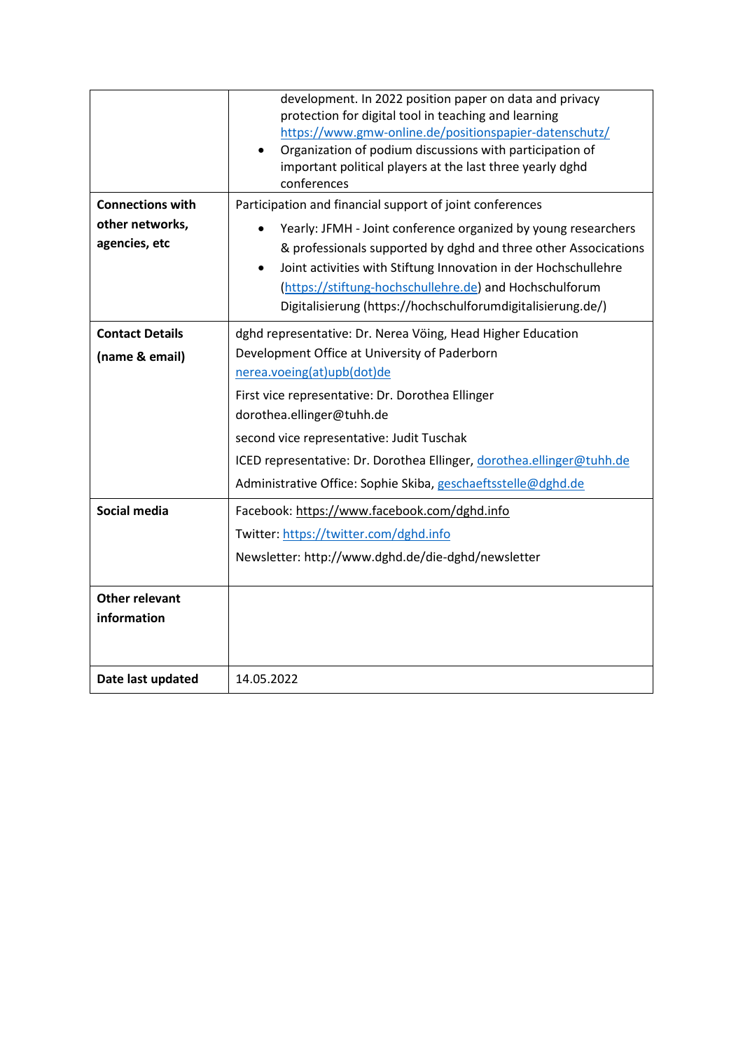| | |
|---|---|
| | development. In 2022 position paper on data and privacy protection for digital tool in teaching and learning https://www.gmw-online.de/positionspapier-datenschutz/<br>• Organization of podium discussions with participation of important political players at the last three yearly dghd conferences |
| **Connections with other networks, agencies, etc** | Participation and financial support of joint conferences<br>• Yearly: JFMH - Joint conference organized by young researchers & professionals supported by dghd and three other Assocications<br>• Joint activities with Stiftung Innovation in der Hochschullehre (https://stiftung-hochschullehre.de) and Hochschulforum Digitalisierung (https://hochschulforumdigitalisierung.de/) |
| **Contact Details (name & email)** | dghd representative: Dr. Nerea Vöing, Head Higher Education Development Office at University of Paderborn nerea.voeing(at)upb(dot)de<br>First vice representative: Dr. Dorothea Ellinger dorothea.ellinger@tuhh.de<br>second vice representative: Judit Tuschak<br>ICED representative: Dr. Dorothea Ellinger, dorothea.ellinger@tuhh.de<br>Administrative Office: Sophie Skiba, geschaeftsstelle@dghd.de |
| **Social media** | Facebook: https://www.facebook.com/dghd.info<br>Twitter: https://twitter.com/dghd.info<br>Newsletter: http://www.dghd.de/die-dghd/newsletter |
| **Other relevant information** | |
| **Date last updated** | 14.05.2022 |